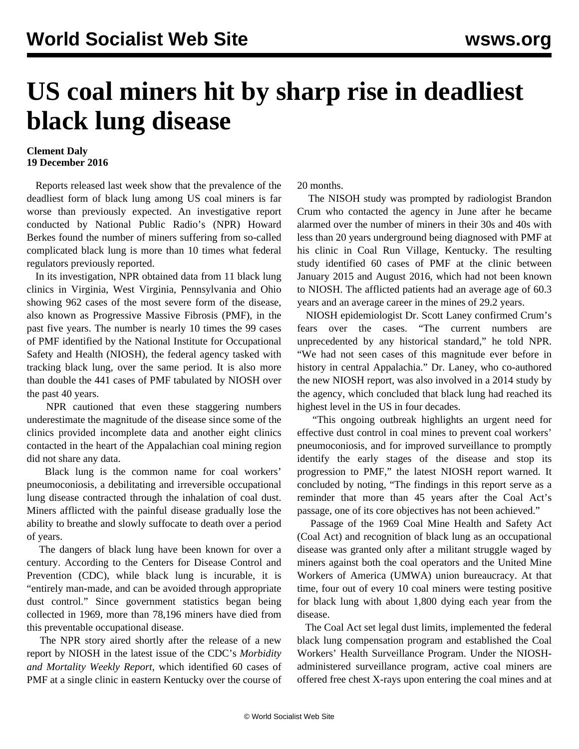# US coal miners hit by sharp rise in deadliest black lung disease

**Clement Daly**
**19 December 2016**

Reports released last week show that the prevalence of the deadliest form of black lung among US coal miners is far worse than previously expected. An investigative report conducted by National Public Radio's (NPR) Howard Berkes found the number of miners suffering from so-called complicated black lung is more than 10 times what federal regulators previously reported.

In its investigation, NPR obtained data from 11 black lung clinics in Virginia, West Virginia, Pennsylvania and Ohio showing 962 cases of the most severe form of the disease, also known as Progressive Massive Fibrosis (PMF), in the past five years. The number is nearly 10 times the 99 cases of PMF identified by the National Institute for Occupational Safety and Health (NIOSH), the federal agency tasked with tracking black lung, over the same period. It is also more than double the 441 cases of PMF tabulated by NIOSH over the past 40 years.

NPR cautioned that even these staggering numbers underestimate the magnitude of the disease since some of the clinics provided incomplete data and another eight clinics contacted in the heart of the Appalachian coal mining region did not share any data.

Black lung is the common name for coal workers' pneumoconiosis, a debilitating and irreversible occupational lung disease contracted through the inhalation of coal dust. Miners afflicted with the painful disease gradually lose the ability to breathe and slowly suffocate to death over a period of years.

The dangers of black lung have been known for over a century. According to the Centers for Disease Control and Prevention (CDC), while black lung is incurable, it is "entirely man-made, and can be avoided through appropriate dust control." Since government statistics began being collected in 1969, more than 78,196 miners have died from this preventable occupational disease.

The NPR story aired shortly after the release of a new report by NIOSH in the latest issue of the CDC's *Morbidity and Mortality Weekly Report*, which identified 60 cases of PMF at a single clinic in eastern Kentucky over the course of 20 months.

The NISOH study was prompted by radiologist Brandon Crum who contacted the agency in June after he became alarmed over the number of miners in their 30s and 40s with less than 20 years underground being diagnosed with PMF at his clinic in Coal Run Village, Kentucky. The resulting study identified 60 cases of PMF at the clinic between January 2015 and August 2016, which had not been known to NIOSH. The afflicted patients had an average age of 60.3 years and an average career in the mines of 29.2 years.

NIOSH epidemiologist Dr. Scott Laney confirmed Crum's fears over the cases. "The current numbers are unprecedented by any historical standard," he told NPR. "We had not seen cases of this magnitude ever before in history in central Appalachia." Dr. Laney, who co-authored the new NIOSH report, was also involved in a 2014 study by the agency, which concluded that black lung had reached its highest level in the US in four decades.

"This ongoing outbreak highlights an urgent need for effective dust control in coal mines to prevent coal workers' pneumoconiosis, and for improved surveillance to promptly identify the early stages of the disease and stop its progression to PMF," the latest NIOSH report warned. It concluded by noting, "The findings in this report serve as a reminder that more than 45 years after the Coal Act's passage, one of its core objectives has not been achieved."

Passage of the 1969 Coal Mine Health and Safety Act (Coal Act) and recognition of black lung as an occupational disease was granted only after a militant struggle waged by miners against both the coal operators and the United Mine Workers of America (UMWA) union bureaucracy. At that time, four out of every 10 coal miners were testing positive for black lung with about 1,800 dying each year from the disease.

The Coal Act set legal dust limits, implemented the federal black lung compensation program and established the Coal Workers' Health Surveillance Program. Under the NIOSH-administered surveillance program, active coal miners are offered free chest X-rays upon entering the coal mines and at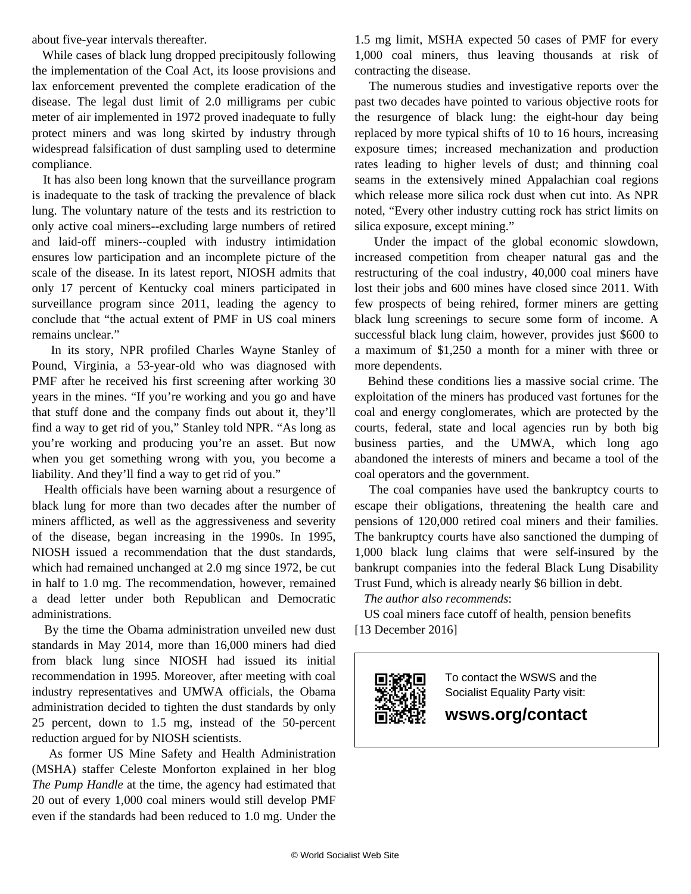about five-year intervals thereafter.

While cases of black lung dropped precipitously following the implementation of the Coal Act, its loose provisions and lax enforcement prevented the complete eradication of the disease. The legal dust limit of 2.0 milligrams per cubic meter of air implemented in 1972 proved inadequate to fully protect miners and was long skirted by industry through widespread falsification of dust sampling used to determine compliance.

It has also been long known that the surveillance program is inadequate to the task of tracking the prevalence of black lung. The voluntary nature of the tests and its restriction to only active coal miners--excluding large numbers of retired and laid-off miners--coupled with industry intimidation ensures low participation and an incomplete picture of the scale of the disease. In its latest report, NIOSH admits that only 17 percent of Kentucky coal miners participated in surveillance program since 2011, leading the agency to conclude that "the actual extent of PMF in US coal miners remains unclear."

In its story, NPR profiled Charles Wayne Stanley of Pound, Virginia, a 53-year-old who was diagnosed with PMF after he received his first screening after working 30 years in the mines. "If you're working and you go and have that stuff done and the company finds out about it, they'll find a way to get rid of you," Stanley told NPR. "As long as you're working and producing you're an asset. But now when you get something wrong with you, you become a liability. And they'll find a way to get rid of you."

Health officials have been warning about a resurgence of black lung for more than two decades after the number of miners afflicted, as well as the aggressiveness and severity of the disease, began increasing in the 1990s. In 1995, NIOSH issued a recommendation that the dust standards, which had remained unchanged at 2.0 mg since 1972, be cut in half to 1.0 mg. The recommendation, however, remained a dead letter under both Republican and Democratic administrations.

By the time the Obama administration unveiled new dust standards in May 2014, more than 16,000 miners had died from black lung since NIOSH had issued its initial recommendation in 1995. Moreover, after meeting with coal industry representatives and UMWA officials, the Obama administration decided to tighten the dust standards by only 25 percent, down to 1.5 mg, instead of the 50-percent reduction argued for by NIOSH scientists.

As former US Mine Safety and Health Administration (MSHA) staffer Celeste Monforton explained in her blog *The Pump Handle* at the time, the agency had estimated that 20 out of every 1,000 coal miners would still develop PMF even if the standards had been reduced to 1.0 mg. Under the 1.5 mg limit, MSHA expected 50 cases of PMF for every 1,000 coal miners, thus leaving thousands at risk of contracting the disease.

The numerous studies and investigative reports over the past two decades have pointed to various objective roots for the resurgence of black lung: the eight-hour day being replaced by more typical shifts of 10 to 16 hours, increasing exposure times; increased mechanization and production rates leading to higher levels of dust; and thinning coal seams in the extensively mined Appalachian coal regions which release more silica rock dust when cut into. As NPR noted, "Every other industry cutting rock has strict limits on silica exposure, except mining."

Under the impact of the global economic slowdown, increased competition from cheaper natural gas and the restructuring of the coal industry, 40,000 coal miners have lost their jobs and 600 mines have closed since 2011. With few prospects of being rehired, former miners are getting black lung screenings to secure some form of income. A successful black lung claim, however, provides just $600 to a maximum of $1,250 a month for a miner with three or more dependents.

Behind these conditions lies a massive social crime. The exploitation of the miners has produced vast fortunes for the coal and energy conglomerates, which are protected by the courts, federal, state and local agencies run by both big business parties, and the UMWA, which long ago abandoned the interests of miners and became a tool of the coal operators and the government.

The coal companies have used the bankruptcy courts to escape their obligations, threatening the health care and pensions of 120,000 retired coal miners and their families. The bankruptcy courts have also sanctioned the dumping of 1,000 black lung claims that were self-insured by the bankrupt companies into the federal Black Lung Disability Trust Fund, which is already nearly $6 billion in debt.

*The author also recommends*:

US coal miners face cutoff of health, pension benefits
[13 December 2016]

To contact the WSWS and the Socialist Equality Party visit:

**wsws.org/contact**